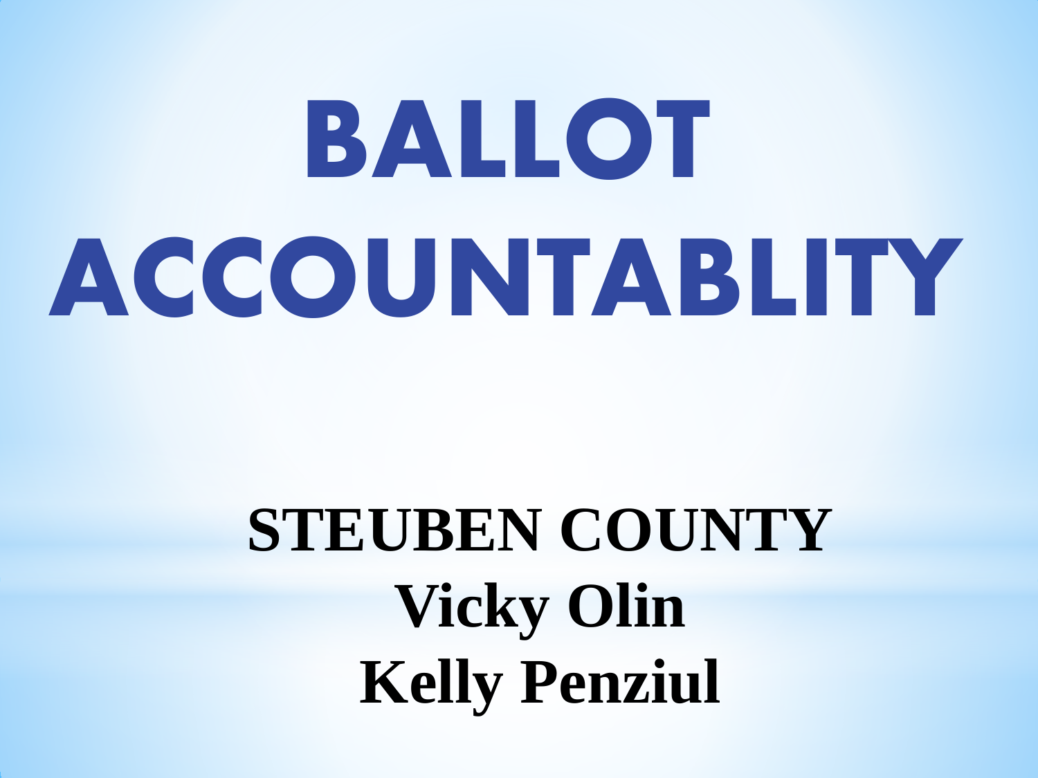# BALLOT ACCOUNTABLITY

**STEUBEN COUNTY**

**Vicky Olin**

**Kelly Penziul**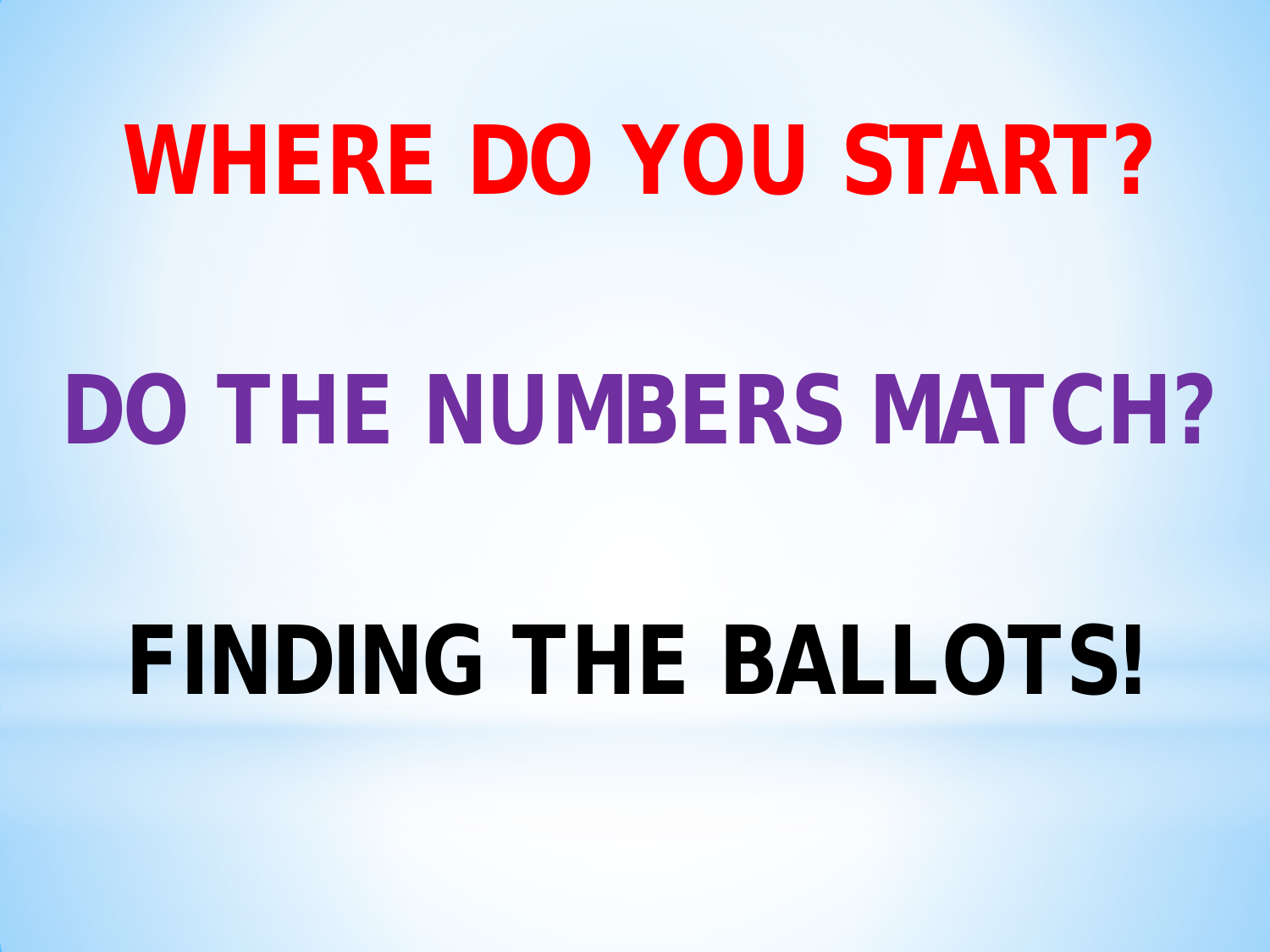# WHERE DO YOU START?

# DO THE NUMBERS MATCH?

# FINDING THE BALLOTS!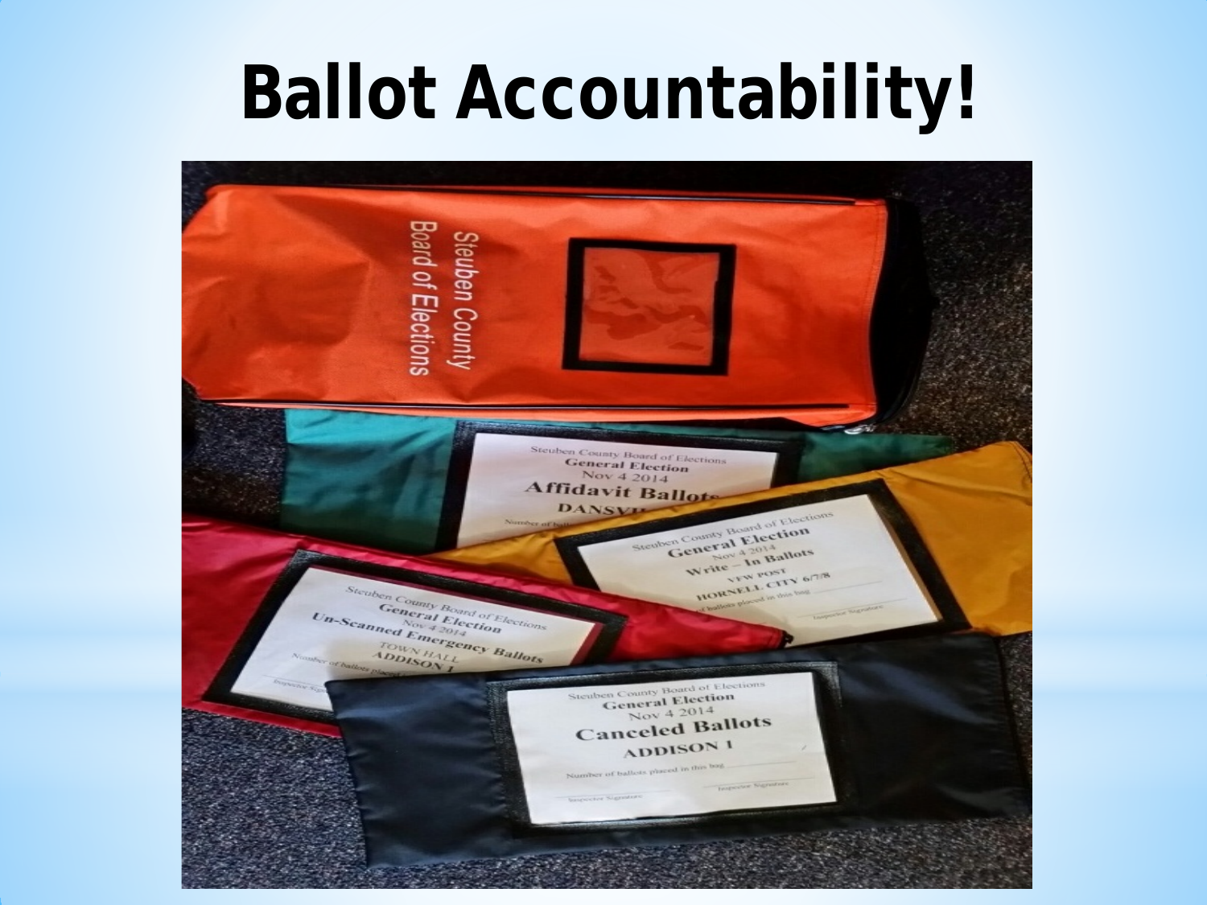# Ballot Accountability!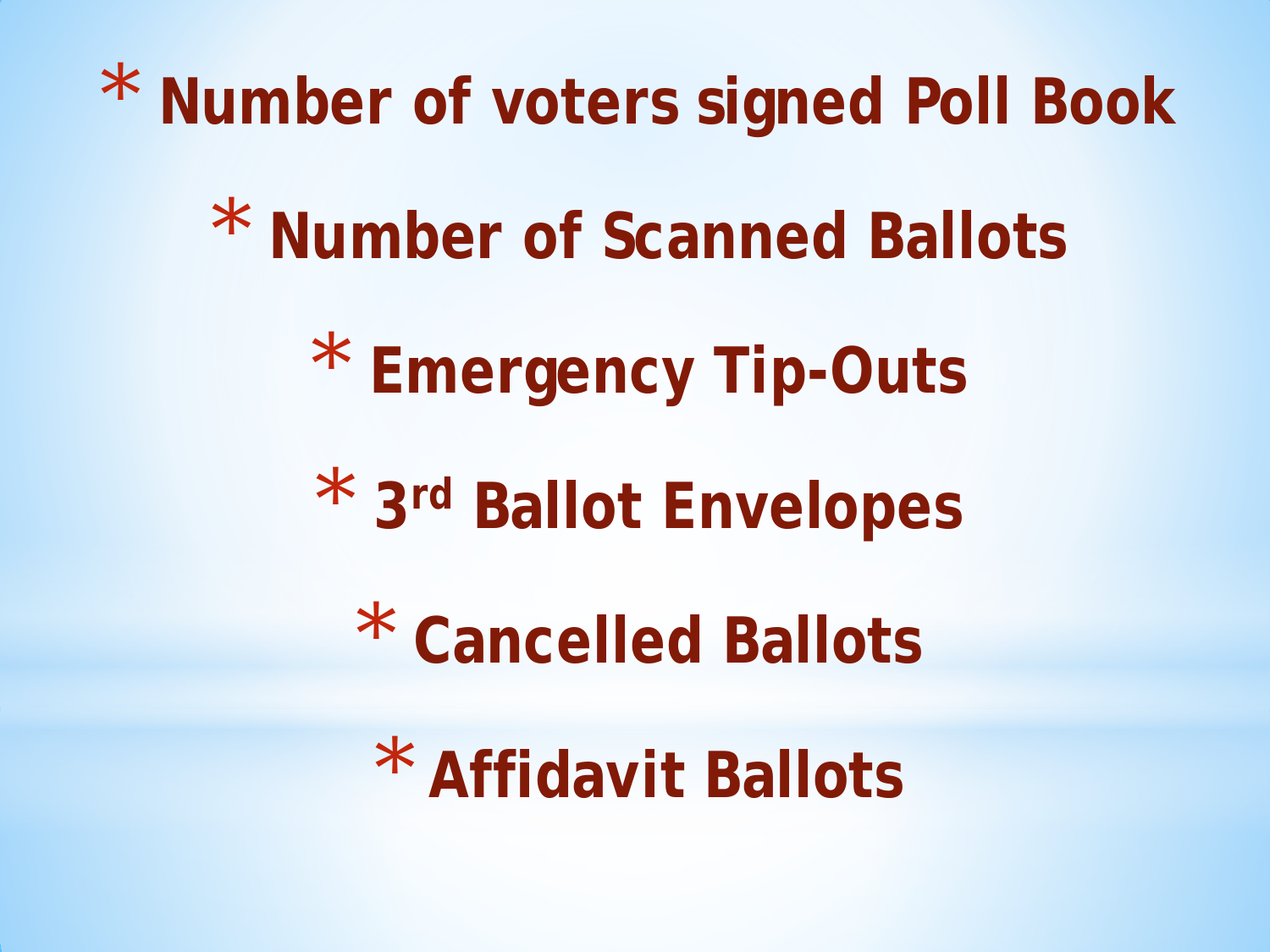- Number of voters signed Poll Book
- Number of Scanned Ballots
- Emergency Tip-Outs
- 3rd Ballot Envelopes
- Cancelled Ballots
- Affidavit Ballots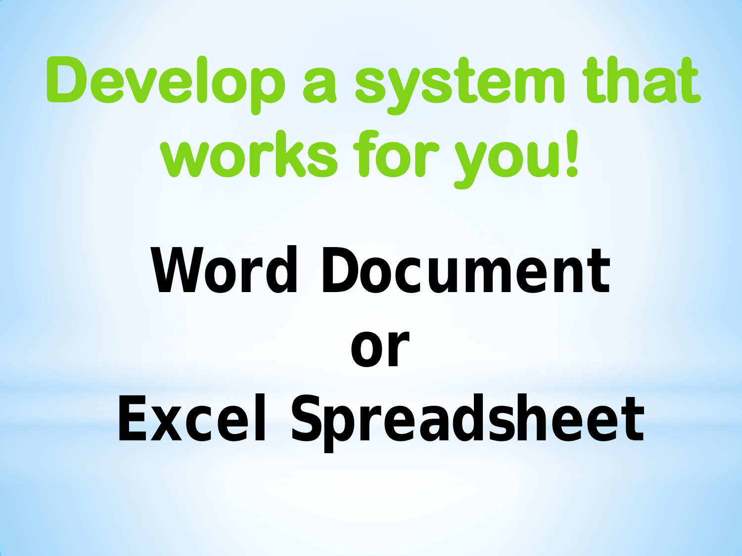# Develop a system that works for you!

**Word Document**

**or**

**Excel Spreadsheet**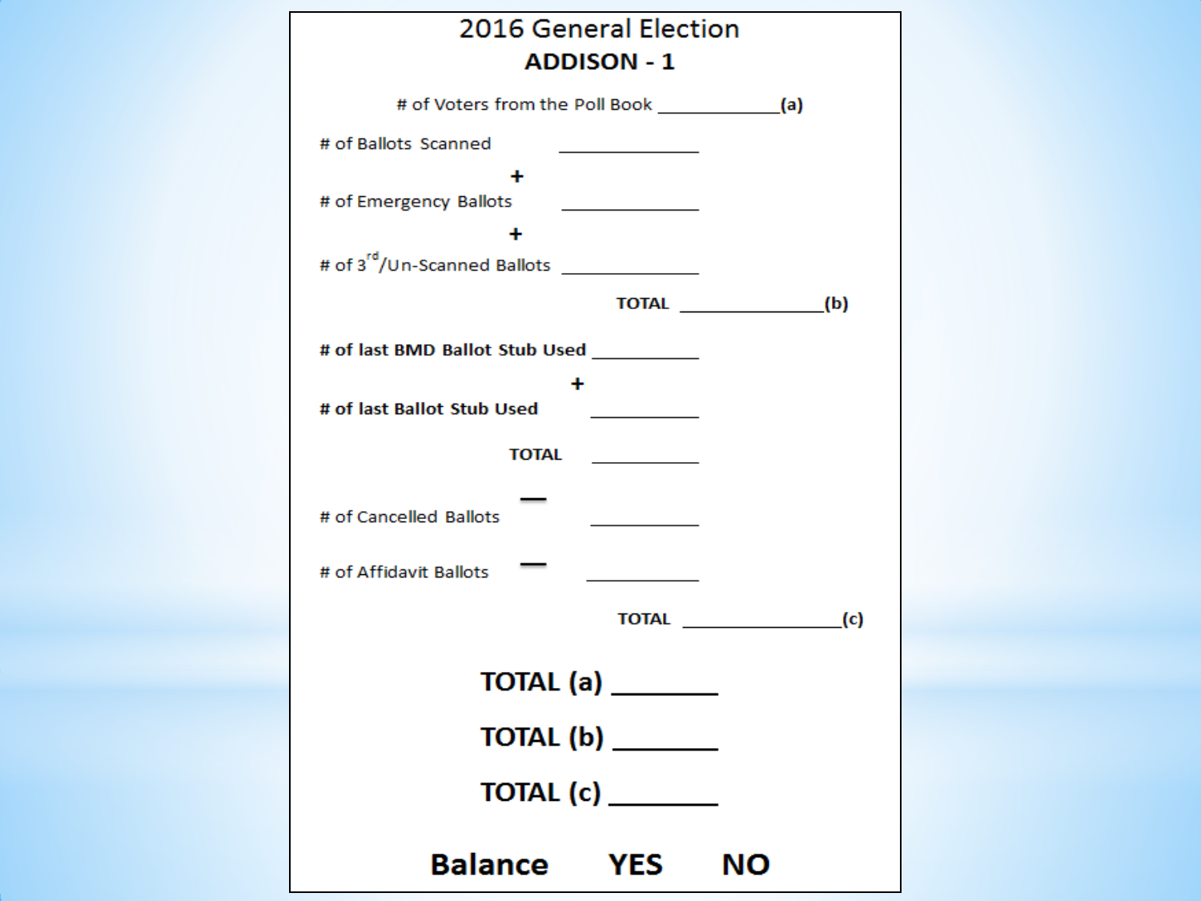# 2016 General Election

## ADDISON - 1

\# of Voters from the Poll Book ____________(a)

\# of Ballots Scanned ____________

+

\# of Emergency Ballots ____________

+

\# of 3rd/Un-Scanned Ballots ____________

**TOTAL** ____________**(b)**

**# of last BMD Ballot Stub Used** ____________

+

**# of last Ballot Stub Used** ____________

**TOTAL** ____________

—

\# of Cancelled Ballots ____________

\# of Affidavit Ballots — ____________

**TOTAL** ____________**(c)**

**TOTAL (a)** ________

**TOTAL (b)** ________

**TOTAL (c)** ________

**Balance YES NO**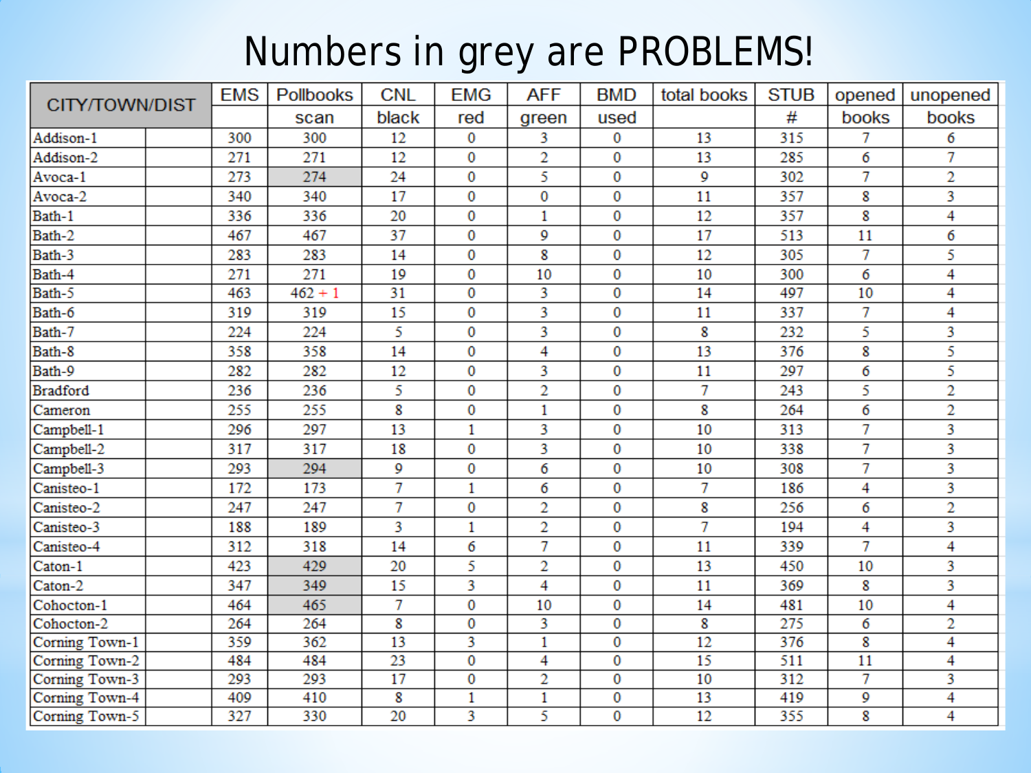# Numbers in grey are PROBLEMS!

| CITY/TOWN/DIST | EMS | Pollbooks | CNL | EMG | AFF | BMD | total books | STUB | opened | unopened |
|---|---|---|---|---|---|---|---|---|---|---|
| | | scan | black | red | green | used | | # | books | books |
| Addison-1 | 300 | 300 | 12 | 0 | 3 | 0 | 13 | 315 | 7 | 6 |
| Addison-2 | 271 | 271 | 12 | 0 | 2 | 0 | 13 | 285 | 6 | 7 |
| Avoca-1 | 273 | 274 | 24 | 0 | 5 | 0 | 9 | 302 | 7 | 2 |
| Avoca-2 | 340 | 340 | 17 | 0 | 0 | 0 | 11 | 357 | 8 | 3 |
| Bath-1 | 336 | 336 | 20 | 0 | 1 | 0 | 12 | 357 | 8 | 4 |
| Bath-2 | 467 | 467 | 37 | 0 | 9 | 0 | 17 | 513 | 11 | 6 |
| Bath-3 | 283 | 283 | 14 | 0 | 8 | 0 | 12 | 305 | 7 | 5 |
| Bath-4 | 271 | 271 | 19 | 0 | 10 | 0 | 10 | 300 | 6 | 4 |
| Bath-5 | 463 | 462 + 1 | 31 | 0 | 3 | 0 | 14 | 497 | 10 | 4 |
| Bath-6 | 319 | 319 | 15 | 0 | 3 | 0 | 11 | 337 | 7 | 4 |
| Bath-7 | 224 | 224 | 5 | 0 | 3 | 0 | 8 | 232 | 5 | 3 |
| Bath-8 | 358 | 358 | 14 | 0 | 4 | 0 | 13 | 376 | 8 | 5 |
| Bath-9 | 282 | 282 | 12 | 0 | 3 | 0 | 11 | 297 | 6 | 5 |
| Bradford | 236 | 236 | 5 | 0 | 2 | 0 | 7 | 243 | 5 | 2 |
| Cameron | 255 | 255 | 8 | 0 | 1 | 0 | 8 | 264 | 6 | 2 |
| Campbell-1 | 296 | 297 | 13 | 1 | 3 | 0 | 10 | 313 | 7 | 3 |
| Campbell-2 | 317 | 317 | 18 | 0 | 3 | 0 | 10 | 338 | 7 | 3 |
| Campbell-3 | 293 | 294 | 9 | 0 | 6 | 0 | 10 | 308 | 7 | 3 |
| Canisteo-1 | 172 | 173 | 7 | 1 | 6 | 0 | 7 | 186 | 4 | 3 |
| Canisteo-2 | 247 | 247 | 7 | 0 | 2 | 0 | 8 | 256 | 6 | 2 |
| Canisteo-3 | 188 | 189 | 3 | 1 | 2 | 0 | 7 | 194 | 4 | 3 |
| Canisteo-4 | 312 | 318 | 14 | 6 | 7 | 0 | 11 | 339 | 7 | 4 |
| Caton-1 | 423 | 429 | 20 | 5 | 2 | 0 | 13 | 450 | 10 | 3 |
| Caton-2 | 347 | 349 | 15 | 3 | 4 | 0 | 11 | 369 | 8 | 3 |
| Cohocton-1 | 464 | 465 | 7 | 0 | 10 | 0 | 14 | 481 | 10 | 4 |
| Cohocton-2 | 264 | 264 | 8 | 0 | 3 | 0 | 8 | 275 | 6 | 2 |
| Corning Town-1 | 359 | 362 | 13 | 3 | 1 | 0 | 12 | 376 | 8 | 4 |
| Corning Town-2 | 484 | 484 | 23 | 0 | 4 | 0 | 15 | 511 | 11 | 4 |
| Corning Town-3 | 293 | 293 | 17 | 0 | 2 | 0 | 10 | 312 | 7 | 3 |
| Corning Town-4 | 409 | 410 | 8 | 1 | 1 | 0 | 13 | 419 | 9 | 4 |
| Corning Town-5 | 327 | 330 | 20 | 3 | 5 | 0 | 12 | 355 | 8 | 4 |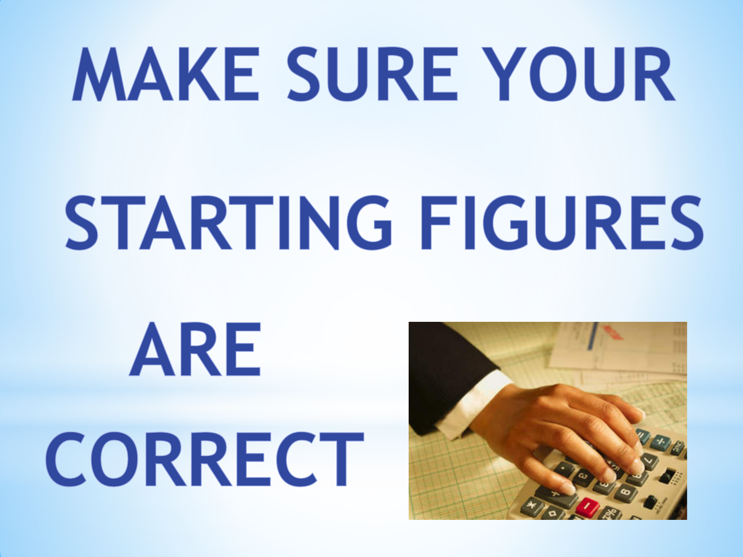# MAKE SURE YOUR STARTING FIGURES ARE CORRECT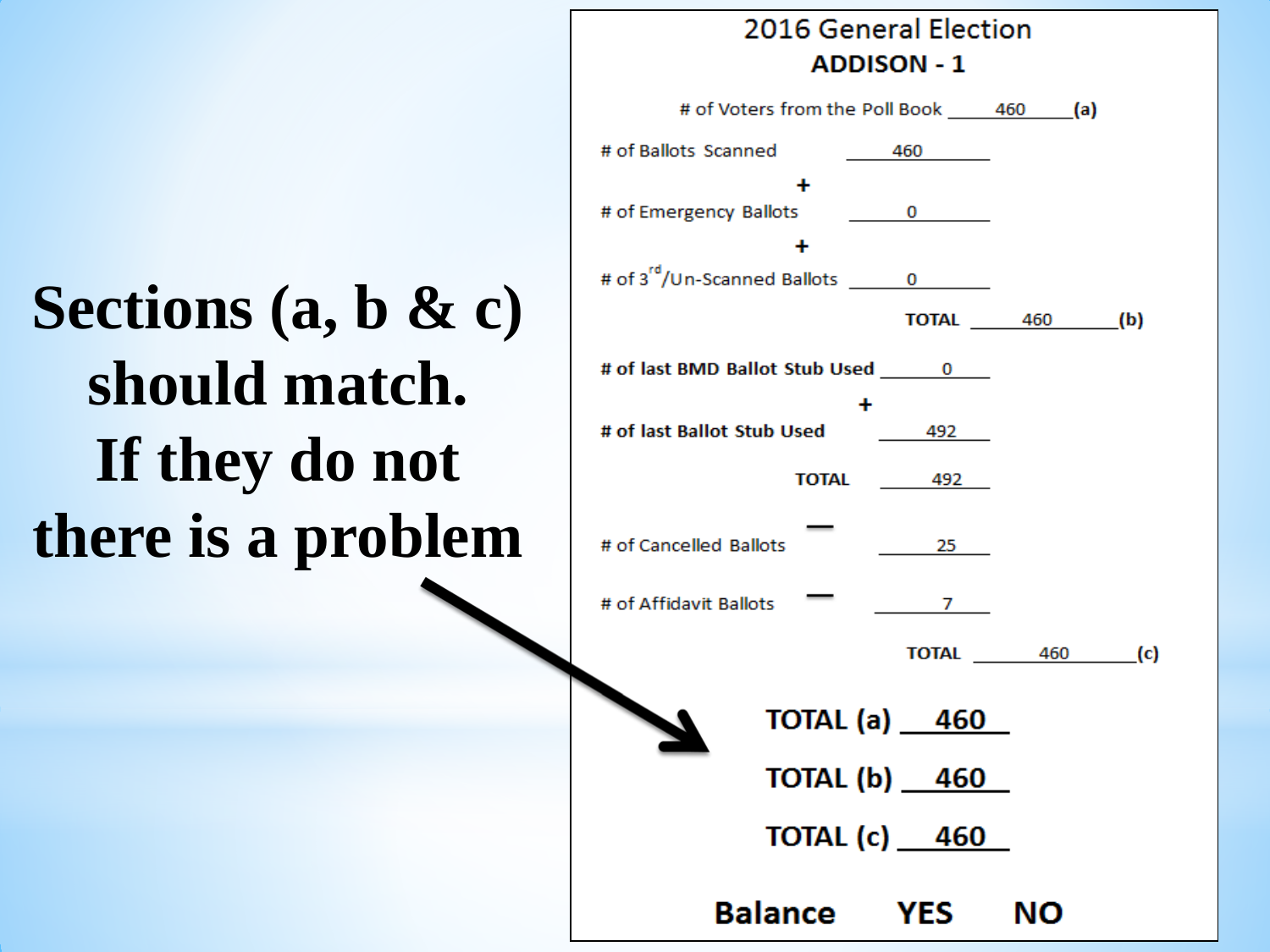**Sections (a, b & c) should match. If they do not there is a problem**

## 2016 General Election

### ADDISON - 1

| | | |
|---|---|---|
| # of Voters from the Poll Book | 460 | (a) |
| # of Ballots Scanned | 460 | |
| + | | |
| # of Emergency Ballots | 0 | |
| + | | |
| # of 3rd/Un-Scanned Ballots | 0 | |
| **TOTAL** | 460 | (b) |
| **# of last BMD Ballot Stub Used** | 0 | |
| + | | |
| **# of last Ballot Stub Used** | 492 | |
| **TOTAL** | 492 | |
| — # of Cancelled Ballots | 25 | |
| — # of Affidavit Ballots | 7 | |
| **TOTAL** | 460 | (c) |

**TOTAL (a)** 460

**TOTAL (b)** 460

**TOTAL (c)** 460

**Balance YES NO**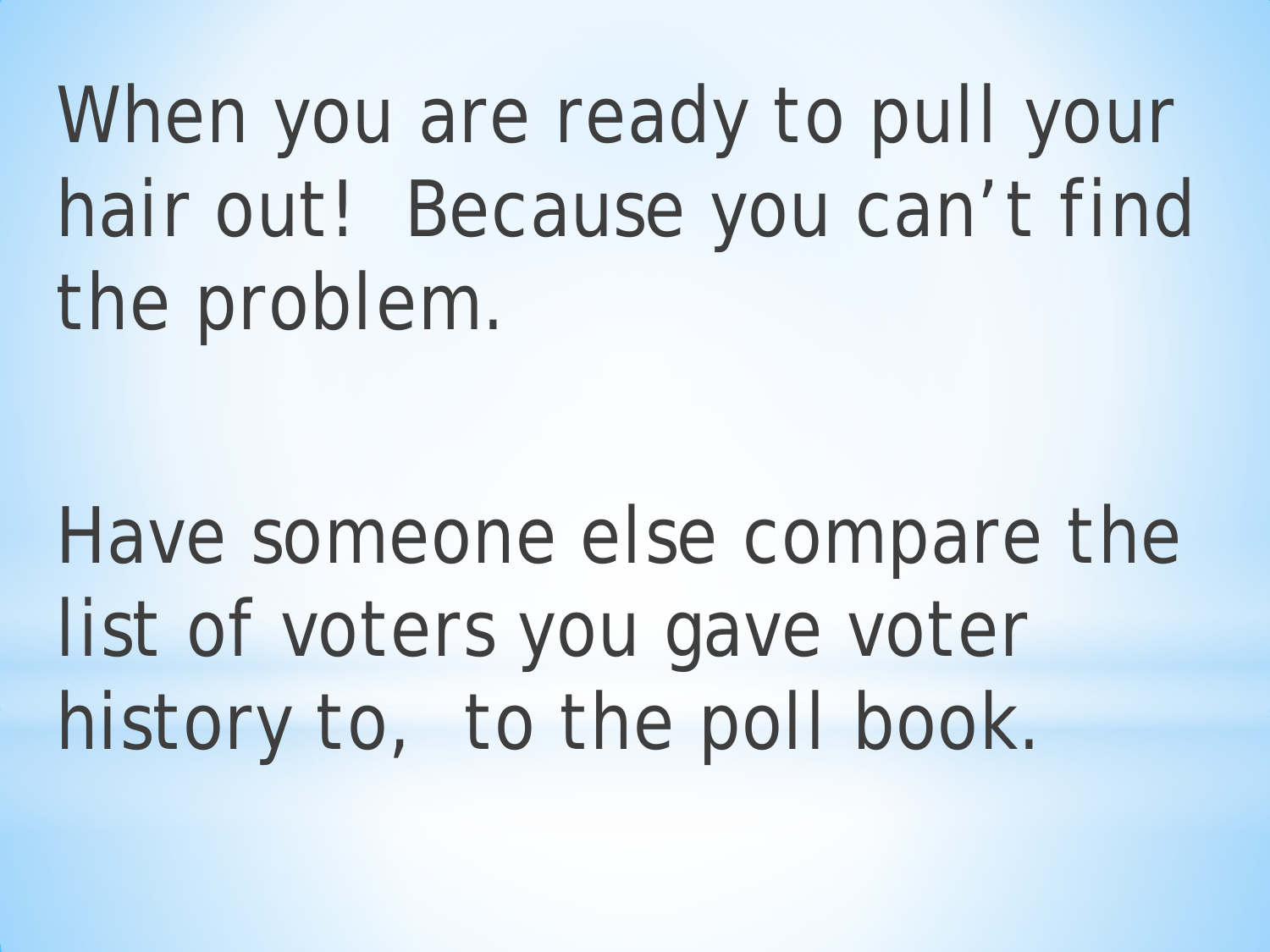When you are ready to pull your hair out! Because you can't find the problem.

Have someone else compare the list of voters you gave voter history to, to the poll book.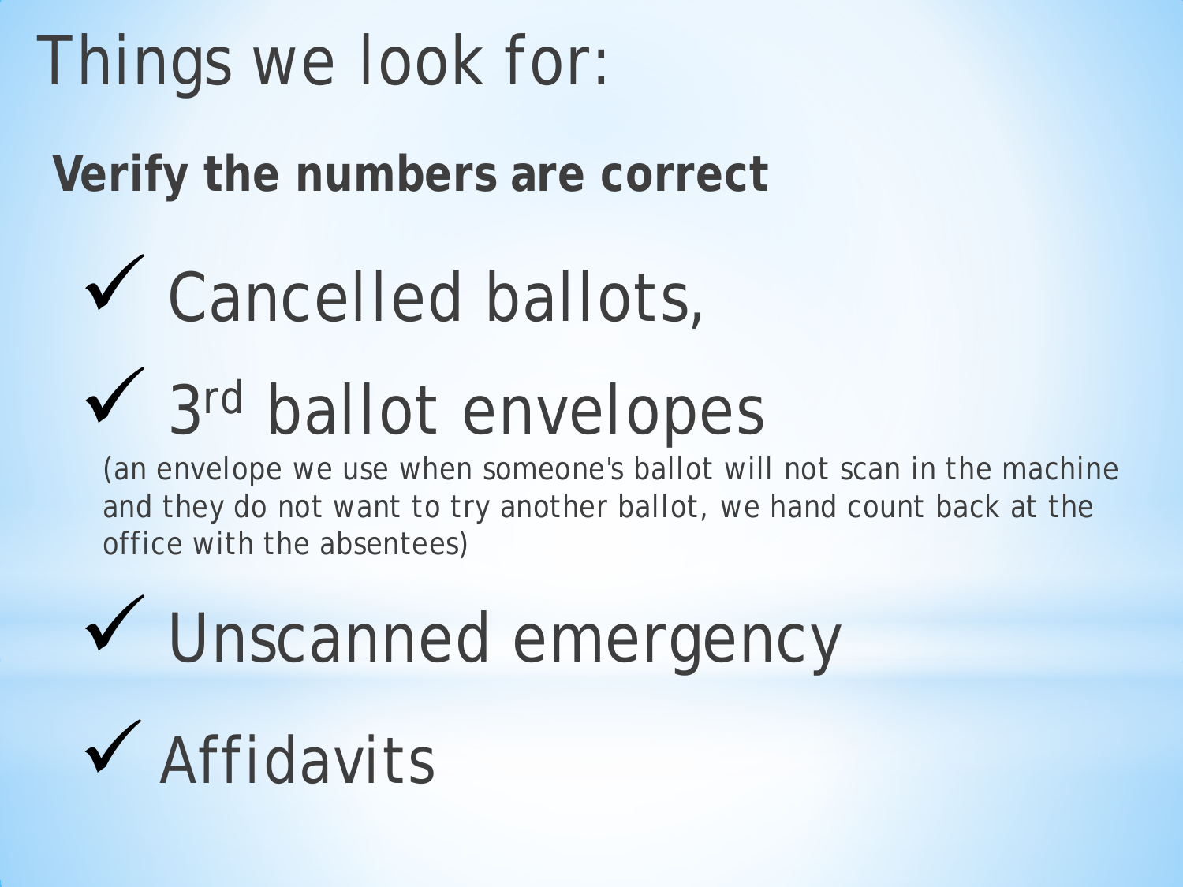# Things we look for:

**Verify the numbers are correct**

- ✓ Cancelled ballots,
- ✓ 3rd ballot envelopes

  (an envelope we use when someone's ballot will not scan in the machine and they do not want to try another ballot, we hand count back at the office with the absentees)
- ✓ Unscanned emergency
- ✓ Affidavits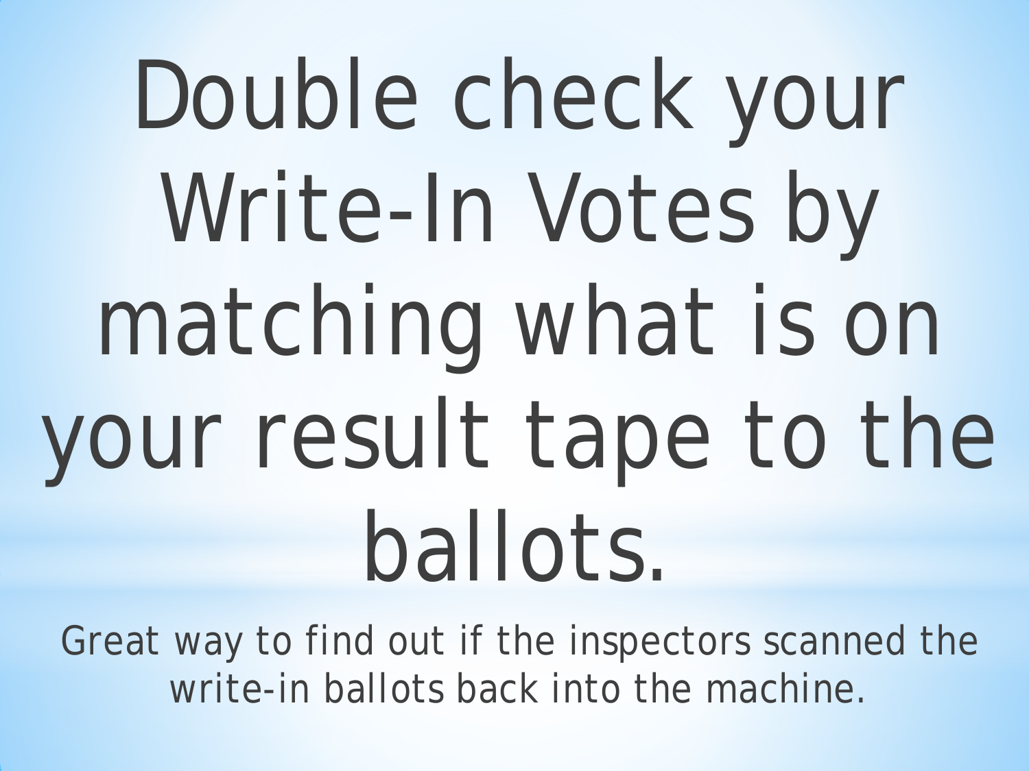# Double check your Write-In Votes by matching what is on your result tape to the ballots.

Great way to find out if the inspectors scanned the write-in ballots back into the machine.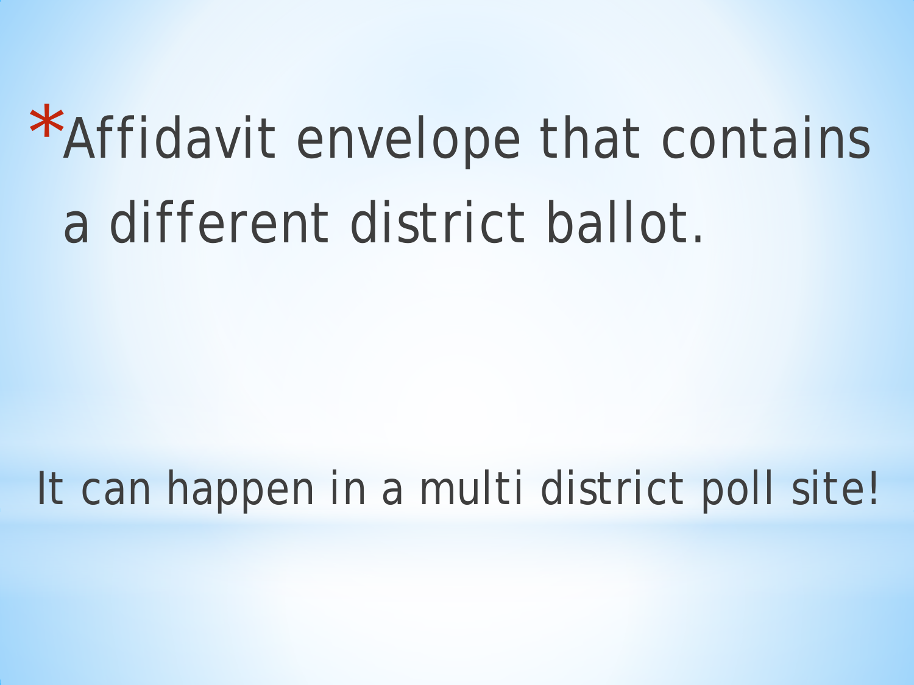* Affidavit envelope that contains a different district ballot.

It can happen in a multi district poll site!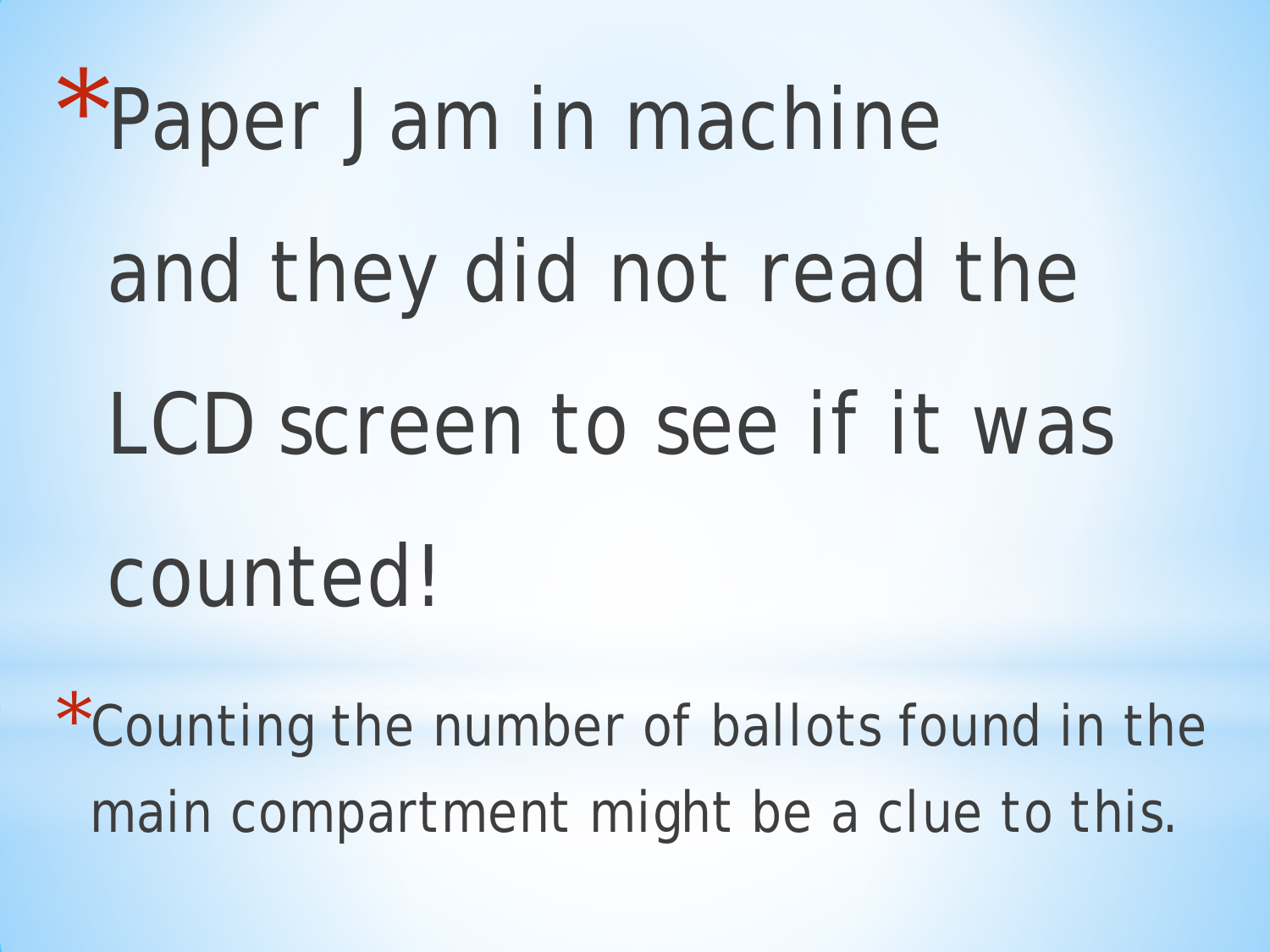- Paper Jam in machine and they did not read the LCD screen to see if it was counted!
- Counting the number of ballots found in the main compartment might be a clue to this.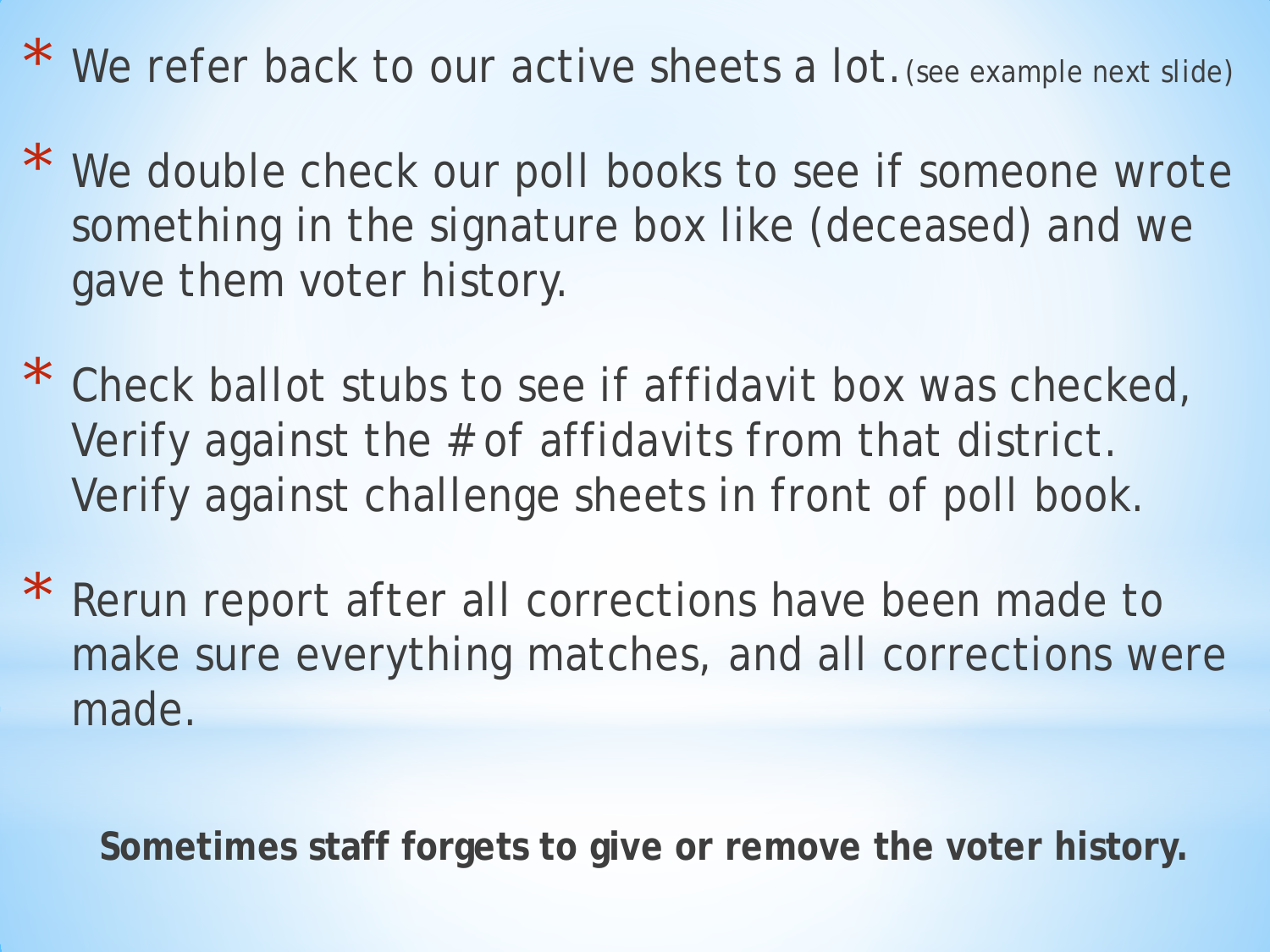- We refer back to our active sheets a lot. (see example next slide)
- We double check our poll books to see if someone wrote something in the signature box like (deceased) and we gave them voter history.
- Check ballot stubs to see if affidavit box was checked, Verify against the # of affidavits from that district. Verify against challenge sheets in front of poll book.
- Rerun report after all corrections have been made to make sure everything matches, and all corrections were made.

**Sometimes staff forgets to give or remove the voter history.**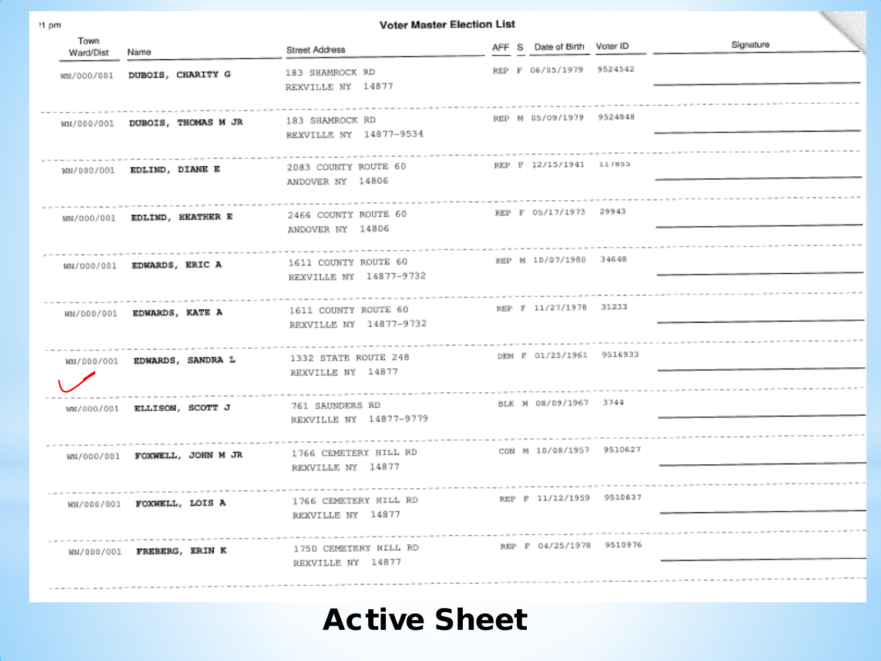## Voter Master Election List

| Town Ward/Dist | Name | Street Address | AFF | S | Date of Birth | Voter ID | Signature |
|---|---|---|---|---|---|---|---|
| WN/000/001 | DUBOIS, CHARITY G | 183 SHAMROCK RD<br>REXVILLE NY 14877 | REP | F | 06/05/1979 | 9524542 | |
| WN/000/001 | DUBOIS, THOMAS M JR | 183 SHAMROCK RD<br>REXVILLE NY 14877-9534 | REP | M | 05/09/1979 | 9524848 | |
| WN/000/001 | EDLIND, DIANE E | 2083 COUNTY ROUTE 60<br>ANDOVER NY 14806 | REP | F | 12/15/1941 | 117855 | |
| WN/000/001 | EDLIND, HEATHER E | 2466 COUNTY ROUTE 60<br>ANDOVER NY 14806 | REP | F | 05/17/1973 | 29943 | |
| WN/000/001 | EDWARDS, ERIC A | 1611 COUNTY ROUTE 60<br>REXVILLE NY 14877-9732 | REP | M | 10/07/1980 | 34648 | |
| WN/000/001 | EDWARDS, KATE A | 1611 COUNTY ROUTE 60<br>REXVILLE NY 14877-9732 | REP | F | 11/27/1978 | 31233 | |
| WN/000/001 | EDWARDS, SANDRA L | 1332 STATE ROUTE 248<br>REXVILLE NY 14877 | DEM | F | 01/25/1961 | 9516933 | |
| WN/000/001 | ELLISON, SCOTT J | 761 SAUNDERS RD<br>REXVILLE NY 14877-9779 | BLK | M | 08/09/1967 | 3744 | |
| WN/000/001 | FOXWELL, JOHN M JR | 1766 CEMETERY HILL RD<br>REXVILLE NY 14877 | CON | M | 10/08/1957 | 9510627 | |
| WN/000/001 | FOXWELL, LOIS A | 1766 CEMETERY HILL RD<br>REXVILLE NY 14877 | REP | F | 11/12/1959 | 9510637 | |
| WN/000/001 | FREBERG, ERIN K | 1750 CEMETERY HILL RD<br>REXVILLE NY 14877 | REP | F | 04/25/1978 | 9510976 | |

**Active Sheet**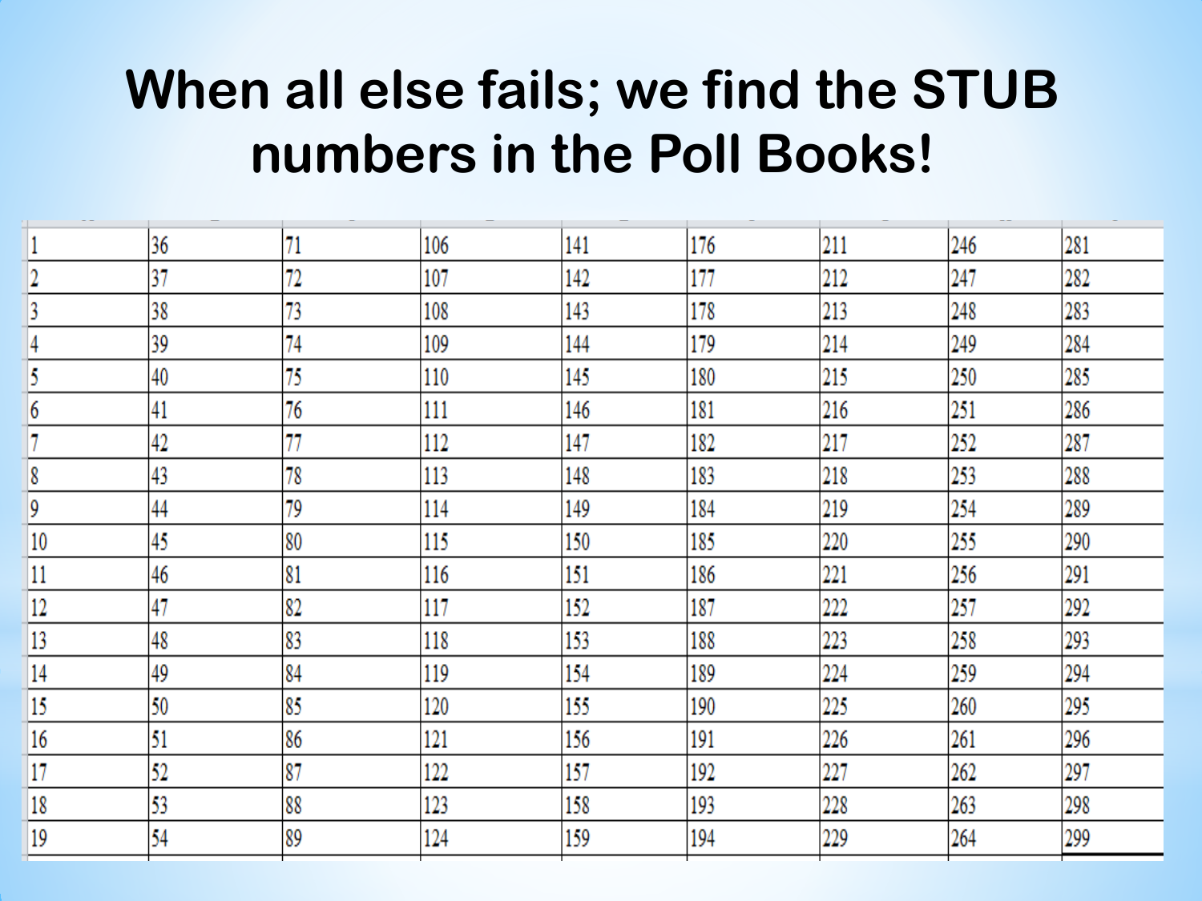# When all else fails; we find the STUB numbers in the Poll Books!

| | | | | | | | | |
|---|---|---|---|---|---|---|---|---|
| 1 | 36 | 71 | 106 | 141 | 176 | 211 | 246 | 281 |
| 2 | 37 | 72 | 107 | 142 | 177 | 212 | 247 | 282 |
| 3 | 38 | 73 | 108 | 143 | 178 | 213 | 248 | 283 |
| 4 | 39 | 74 | 109 | 144 | 179 | 214 | 249 | 284 |
| 5 | 40 | 75 | 110 | 145 | 180 | 215 | 250 | 285 |
| 6 | 41 | 76 | 111 | 146 | 181 | 216 | 251 | 286 |
| 7 | 42 | 77 | 112 | 147 | 182 | 217 | 252 | 287 |
| 8 | 43 | 78 | 113 | 148 | 183 | 218 | 253 | 288 |
| 9 | 44 | 79 | 114 | 149 | 184 | 219 | 254 | 289 |
| 10 | 45 | 80 | 115 | 150 | 185 | 220 | 255 | 290 |
| 11 | 46 | 81 | 116 | 151 | 186 | 221 | 256 | 291 |
| 12 | 47 | 82 | 117 | 152 | 187 | 222 | 257 | 292 |
| 13 | 48 | 83 | 118 | 153 | 188 | 223 | 258 | 293 |
| 14 | 49 | 84 | 119 | 154 | 189 | 224 | 259 | 294 |
| 15 | 50 | 85 | 120 | 155 | 190 | 225 | 260 | 295 |
| 16 | 51 | 86 | 121 | 156 | 191 | 226 | 261 | 296 |
| 17 | 52 | 87 | 122 | 157 | 192 | 227 | 262 | 297 |
| 18 | 53 | 88 | 123 | 158 | 193 | 228 | 263 | 298 |
| 19 | 54 | 89 | 124 | 159 | 194 | 229 | 264 | 299 |